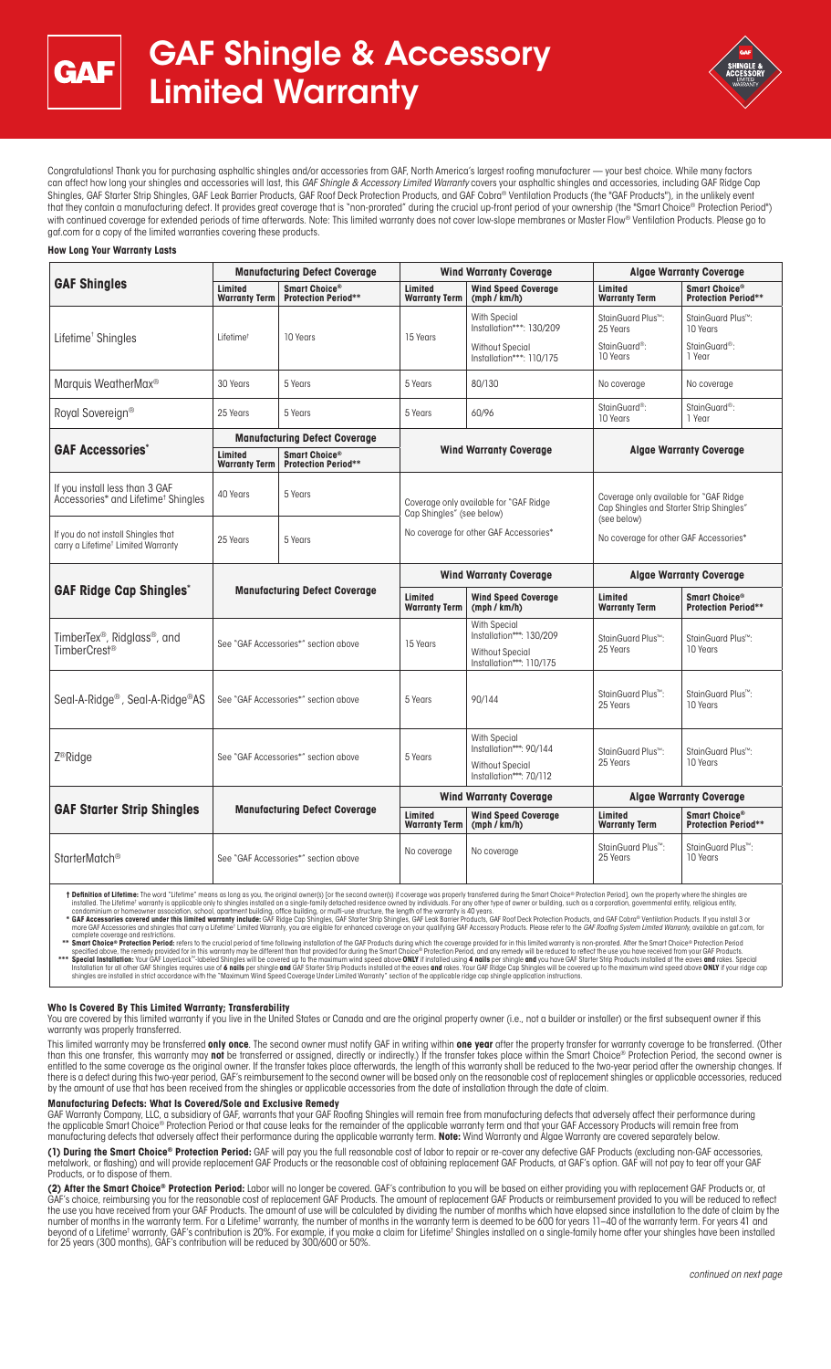# GAF Shingle & Accessory Limited Warranty

Congratulations! Thank you for purchasing asphaltic shingles and/or accessories from GAF, North America's largest roofing manufacturer — your best choice. While many factors can affect how long your shingles and accessories will last, this *GAF Shingle & Accessory Limited Warranty* covers your asphaltic shingles and accessories, including GAF Ridge Cap Shingles, GAF Starter Strip Shingles, GAF Leak Barrier Products, GAF Roof Deck Protection Products, and GAF Cobra® Ventilation Products (the "GAF Products"), in the unlikely event that they contain a manufacturing defect. It provides great coverage that is "non-prorated" during the crucial up-front period of your ownership (the "Smart Choice® Protection Period") with continued coverage for extended periods of time afterwards. Note: This limited warranty does not cover low-slope membranes or Master Flow® Ventilation Products. Please go to gaf.com for a copy of the limited warranties covering these products.

**How Long Your Warranty Lasts**

| GAF Shingles | Manufacturing Defect Coverage | | Wind Warranty Coverage | | Algae Warranty Coverage | |
|---|---|---|---|---|---|---|
| | **Limited Warranty Term** | **Smart Choice® Protection Period**** | **Limited Warranty Term** | **Wind Speed Coverage (mph / km/h)** | **Limited Warranty Term** | **Smart Choice® Protection Period**** |
| Lifetime† Shingles | Lifetime† | 10 Years | 15 Years | With Special Installation***: 130/209<br>Without Special Installation***: 110/175 | StainGuard Plus™: 25 Years<br>StainGuard®: 10 Years | StainGuard Plus™: 10 Years<br>StainGuard®: 1 Year |
| Marquis WeatherMax® | 30 Years | 5 Years | 5 Years | 80/130 | No coverage | No coverage |
| Royal Sovereign® | 25 Years | 5 Years | 5 Years | 60/96 | StainGuard®: 10 Years | StainGuard®: 1 Year |

| GAF Accessories* | Manufacturing Defect Coverage | | Wind Warranty Coverage | Algae Warranty Coverage |
|---|---|---|---|---|
| | **Limited Warranty Term** | **Smart Choice® Protection Period**** | | |
| If you install less than 3 GAF Accessories* and Lifetime† Shingles | 40 Years | 5 Years | Coverage only available for "GAF Ridge Cap Shingles" (see below) | Coverage only available for "GAF Ridge Cap Shingles and Starter Strip Shingles" (see below) |
| If you do not install Shingles that carry a Lifetime† Limited Warranty | 25 Years | 5 Years | No coverage for other GAF Accessories* | No coverage for other GAF Accessories* |

| GAF Ridge Cap Shingles* | Manufacturing Defect Coverage | Wind Warranty Coverage | | Algae Warranty Coverage | |
|---|---|---|---|---|---|
| | | **Limited Warranty Term** | **Wind Speed Coverage (mph / km/h)** | **Limited Warranty Term** | **Smart Choice® Protection Period**** |
| TimberTex®, Ridglass®, and TimberCrest® | See "GAF Accessories*" section above | 15 Years | With Special Installation***: 130/209<br>Without Special Installation***: 110/175 | StainGuard Plus™: 25 Years | StainGuard Plus™: 10 Years |
| Seal-A-Ridge®, Seal-A-Ridge®AS | See "GAF Accessories*" section above | 5 Years | 90/144 | StainGuard Plus™: 25 Years | StainGuard Plus™: 10 Years |
| Z®Ridge | See "GAF Accessories*" section above | 5 Years | With Special Installation***: 90/144<br>Without Special Installation***: 70/112 | StainGuard Plus™: 25 Years | StainGuard Plus™: 10 Years |

| GAF Starter Strip Shingles | Manufacturing Defect Coverage | Wind Warranty Coverage | | Algae Warranty Coverage | |
|---|---|---|---|---|---|
| | | **Limited Warranty Term** | **Wind Speed Coverage (mph / km/h)** | **Limited Warranty Term** | **Smart Choice® Protection Period**** |
| StarterMatch® | See "GAF Accessories*" section above | No coverage | No coverage | StainGuard Plus™: 25 Years | StainGuard Plus™: 10 Years |

**† Definition of Lifetime:** The word "Lifetime" means as long as you, the original owner(s) [or the second owner(s) if coverage was properly transferred during the Smart Choice® Protection Period], own the property where the shingles are installed. The Lifetime† warranty is applicable only to shingles installed on a single-family detached residence owned by individuals. For any other type of owner or building, such as a corporation, governmental entity, religious entity, condominium or homeowner association, school, apartment building, office building, or multi-use structure, the length of the warranty is 40 years.

**\* GAF Accessories covered under this limited warranty include:** GAF Ridge Cap Shingles, GAF Starter Strip Shingles, GAF Leak Barrier Products, GAF Roof Deck Protection Products, and GAF Cobra® Ventilation Products. If you install 3 or more GAF Accessories and shingles that carry a Lifetime† Limited Warranty, you are eligible for enhanced coverage on your qualifying GAF Accessory Products. Please refer to the *GAF Roofing System Limited Warranty*, available on gaf.com, for complete coverage and restrictions.

**\*\* Smart Choice® Protection Period:** refers to the crucial period of time following installation of the GAF Products during which the coverage provided for in this limited warranty is non-prorated. After the Smart Choice® Protection Period specified above, the remedy provided for in this warranty may be different than that provided for during the Smart Choice® Protection Period, and any remedy will be reduced to reflect the use you have received from your GAF Products.

**\*\*\* Special Installation:** Your GAF LayerLock™-labeled Shingles will be covered up to the maximum wind speed above **ONLY** if installed using **4 nails** per shingle **and** you have GAF Starter Strip Products installed at the eaves **and** rakes. Special Installation for all other GAF Shingles requires use of **6 nails** per shingle **and** GAF Starter Strip Products installed at the eaves **and** rakes. Your GAF Ridge Cap Shingles will be covered up to the maximum wind speed above **ONLY** if your ridge cap shingles are installed in strict accordance with the "Maximum Wind Speed Coverage Under Limited Warranty" section of the applicable ridge cap shingle application instructions.

**Who Is Covered By This Limited Warranty; Transferability**

You are covered by this limited warranty if you live in the United States or Canada and are the original property owner (i.e., not a builder or installer) or the first subsequent owner if this warranty was properly transferred.

This limited warranty may be transferred **only once**. The second owner must notify GAF in writing within **one year** after the property transfer for warranty coverage to be transferred. (Other than this one transfer, this warranty may **not** be transferred or assigned, directly or indirectly.) If the transfer takes place within the Smart Choice® Protection Period, the second owner is entitled to the same coverage as the original owner. If the transfer takes place afterwards, the length of this warranty shall be reduced to the two-year period after the ownership changes. If there is a defect during this two-year period, GAF's reimbursement to the second owner will be based only on the reasonable cost of replacement shingles or applicable accessories, reduced by the amount of use that has been received from the shingles or applicable accessories from the date of installation through the date of claim.

**Manufacturing Defects: What Is Covered/Sole and Exclusive Remedy**

GAF Warranty Company, LLC, a subsidiary of GAF, warrants that your GAF Roofing Shingles will remain free from manufacturing defects that adversely affect their performance during the applicable Smart Choice® Protection Period or that cause leaks for the remainder of the applicable warranty term and that your GAF Accessory Products will remain free from manufacturing defects that adversely affect their performance during the applicable warranty term. **Note:** Wind Warranty and Algae Warranty are covered separately below.

**(1) During the Smart Choice® Protection Period:** GAF will pay you the full reasonable cost of labor to repair or re-cover any defective GAF Products (excluding non-GAF accessories, metalwork, or flashing) and will provide replacement GAF Products or the reasonable cost of obtaining replacement GAF Products, at GAF's option. GAF will not pay to tear off your GAF Products, or to dispose of them.

**(2) After the Smart Choice® Protection Period:** Labor will no longer be covered. GAF's contribution to you will be based on either providing you with replacement GAF Products or, at GAF's choice, reimbursing you for the reasonable cost of replacement GAF Products. The amount of replacement GAF Products or reimbursement provided to you will be reduced to reflect the use you have received from your GAF Products. The amount of use will be calculated by dividing the number of months which have elapsed since installation to the date of claim by the number of months in the warranty term. For a Lifetime† warranty, the number of months in the warranty term is deemed to be 600 for years 11–40 of the warranty term. For years 41 and beyond of a Lifetime† warranty, GAF's contribution is 20%. For example, if you make a claim for Lifetime† Shingles installed on a single-family home after your shingles have been installed for 25 years (300 months), GAF's contribution will be reduced by 300/600 or 50%.

*continued on next page*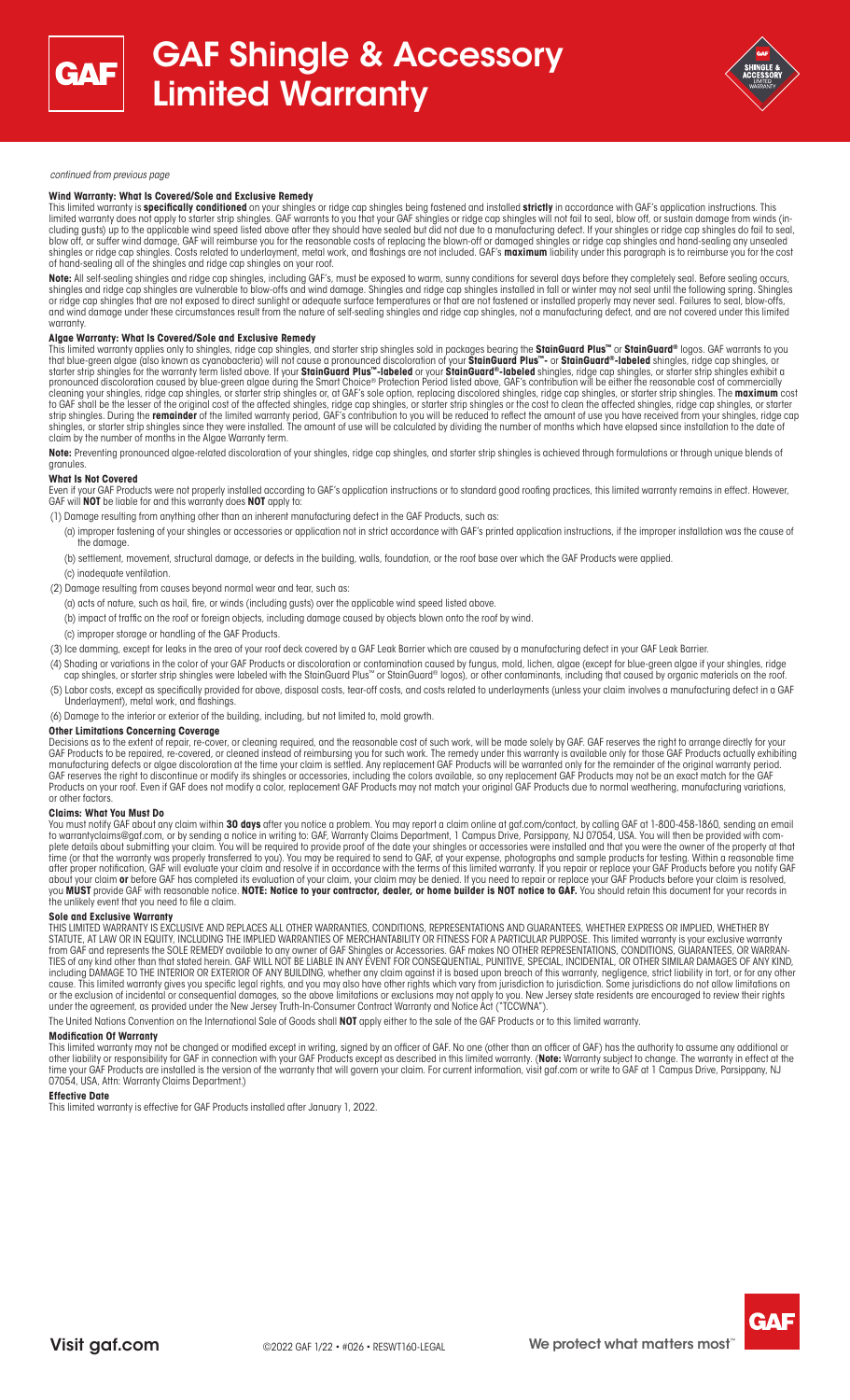# GAF Shingle & Accessory Limited Warranty

*continued from previous page*

**Wind Warranty: What Is Covered/Sole and Exclusive Remedy**

This limited warranty is **specifically conditioned** on your shingles or ridge cap shingles being fastened and installed **strictly** in accordance with GAF's application instructions. This limited warranty does not apply to starter strip shingles. GAF warrants to you that your GAF shingles or ridge cap shingles will not fail to seal, blow off, or sustain damage from winds (including gusts) up to the applicable wind speed listed above after they should have sealed but did not due to a manufacturing defect. If your shingles or ridge cap shingles do fail to seal, blow off, or suffer wind damage, GAF will reimburse you for the reasonable costs of replacing the blown-off or damaged shingles or ridge cap shingles and hand-sealing any unsealed shingles or ridge cap shingles. Costs related to underlayment, metal work, and flashings are not included. GAF's **maximum** liability under this paragraph is to reimburse you for the cost of hand-sealing all of the shingles and ridge cap shingles on your roof.

**Note:** All self-sealing shingles and ridge cap shingles, including GAF's, must be exposed to warm, sunny conditions for several days before they completely seal. Before sealing occurs, shingles and ridge cap shingles are vulnerable to blow-offs and wind damage. Shingles and ridge cap shingles installed in fall or winter may not seal until the following spring. Shingles or ridge cap shingles that are not exposed to direct sunlight or adequate surface temperatures or that are not fastened or installed properly may never seal. Failures to seal, blow-offs, and wind damage under these circumstances result from the nature of self-sealing shingles and ridge cap shingles, not a manufacturing defect, and are not covered under this limited warranty.

**Algae Warranty: What Is Covered/Sole and Exclusive Remedy**

This limited warranty applies only to shingles, ridge cap shingles, and starter strip shingles sold in packages bearing the **StainGuard Plus™** or **StainGuard®** logos. GAF warrants to you that blue-green algae (also known as cyanobacteria) will not cause a pronounced discoloration of your **StainGuard Plus™-** or **StainGuard®-labeled** shingles, ridge cap shingles, or starter strip shingles for the warranty term listed above. If your **StainGuard Plus™-labeled** or your **StainGuard®-labeled** shingles, ridge cap shingles, or starter strip shingles exhibit a pronounced discoloration caused by blue-green algae during the Smart Choice® Protection Period listed above, GAF's contribution will be either the reasonable cost of commercially cleaning your shingles, ridge cap shingles, or starter strip shingles or, at GAF's sole option, replacing discolored shingles, ridge cap shingles, or starter strip shingles. The **maximum** cost to GAF shall be the lesser of the original cost of the affected shingles, ridge cap shingles, or starter strip shingles or the cost to clean the affected shingles, ridge cap shingles, or starter strip shingles. During the **remainder** of the limited warranty period, GAF's contribution to you will be reduced to reflect the amount of use you have received from your shingles, ridge cap shingles, or starter strip shingles since they were installed. The amount of use will be calculated by dividing the number of months which have elapsed since installation to the date of claim by the number of months in the Algae Warranty term.

**Note:** Preventing pronounced algae-related discoloration of your shingles, ridge cap shingles, and starter strip shingles is achieved through formulations or through unique blends of granules.

**What Is Not Covered**

Even if your GAF Products were not properly installed according to GAF's application instructions or to standard good roofing practices, this limited warranty remains in effect. However, GAF will **NOT** be liable for and this warranty does **NOT** apply to:

(1) Damage resulting from anything other than an inherent manufacturing defect in the GAF Products, such as:

- (a) improper fastening of your shingles or accessories or application not in strict accordance with GAF's printed application instructions, if the improper installation was the cause of the damage.
- (b) settlement, movement, structural damage, or defects in the building, walls, foundation, or the roof base over which the GAF Products were applied.
- (c) inadequate ventilation.

(2) Damage resulting from causes beyond normal wear and tear, such as:

- (a) acts of nature, such as hail, fire, or winds (including gusts) over the applicable wind speed listed above.
- (b) impact of traffic on the roof or foreign objects, including damage caused by objects blown onto the roof by wind.
- (c) improper storage or handling of the GAF Products.

(3) Ice damming, except for leaks in the area of your roof deck covered by a GAF Leak Barrier which are caused by a manufacturing defect in your GAF Leak Barrier.

(4) Shading or variations in the color of your GAF Products or discoloration or contamination caused by fungus, mold, lichen, algae (except for blue-green algae if your shingles, ridge cap shingles, or starter strip shingles were labeled with the StainGuard Plus™ or StainGuard® logos), or other contaminants, including that caused by organic materials on the roof.

(5) Labor costs, except as specifically provided for above, disposal costs, tear-off costs, and costs related to underlayments (unless your claim involves a manufacturing defect in a GAF Underlayment), metal work, and flashings.

(6) Damage to the interior or exterior of the building, including, but not limited to, mold growth.

**Other Limitations Concerning Coverage**

Decisions as to the extent of repair, re-cover, or cleaning required, and the reasonable cost of such work, will be made solely by GAF. GAF reserves the right to arrange directly for your GAF Products to be repaired, re-covered, or cleaned instead of reimbursing you for such work. The remedy under this warranty is available only for those GAF Products actually exhibiting manufacturing defects or algae discoloration at the time your claim is settled. Any replacement GAF Products will be warranted only for the remainder of the original warranty period. GAF reserves the right to discontinue or modify its shingles or accessories, including the colors available, so any replacement GAF Products may not be an exact match for the GAF Products on your roof. Even if GAF does not modify a color, replacement GAF Products may not match your original GAF Products due to normal weathering, manufacturing variations, or other factors.

**Claims: What You Must Do**

You must notify GAF about any claim within **30 days** after you notice a problem. You may report a claim online at gaf.com/contact, by calling GAF at 1-800-458-1860, sending an email to warrantyclaims@gaf.com, or by sending a notice in writing to: GAF, Warranty Claims Department, 1 Campus Drive, Parsippany, NJ 07054, USA. You will then be provided with complete details about submitting your claim. You will be required to provide proof of the date your shingles or accessories were installed and that you were the owner of the property at that time (or that the warranty was properly transferred to you). You may be required to send to GAF, at your expense, photographs and sample products for testing. Within a reasonable time after proper notification, GAF will evaluate your claim and resolve it in accordance with the terms of this limited warranty. If you repair or replace your GAF Products before you notify GAF about your claim **or** before GAF has completed its evaluation of your claim, your claim may be denied. If you need to repair or replace your GAF Products before your claim is resolved, you **MUST** provide GAF with reasonable notice. **NOTE: Notice to your contractor, dealer, or home builder is NOT notice to GAF.** You should retain this document for your records in the unlikely event that you need to file a claim.

**Sole and Exclusive Warranty**

THIS LIMITED WARRANTY IS EXCLUSIVE AND REPLACES ALL OTHER WARRANTIES, CONDITIONS, REPRESENTATIONS AND GUARANTEES, WHETHER EXPRESS OR IMPLIED, WHETHER BY STATUTE, AT LAW OR IN EQUITY, INCLUDING THE IMPLIED WARRANTIES OF MERCHANTABILITY OR FITNESS FOR A PARTICULAR PURPOSE. This limited warranty is your exclusive warranty from GAF and represents the SOLE REMEDY available to any owner of GAF Shingles or Accessories. GAF makes NO OTHER REPRESENTATIONS, CONDITIONS, GUARANTEES, OR WARRANTIES of any kind other than that stated herein. GAF WILL NOT BE LIABLE IN ANY EVENT FOR CONSEQUENTIAL, PUNITIVE, SPECIAL, INCIDENTAL, OR OTHER SIMILAR DAMAGES OF ANY KIND, including DAMAGE TO THE INTERIOR OR EXTERIOR OF ANY BUILDING, whether any claim against it is based upon breach of this warranty, negligence, strict liability in tort, or for any other cause. This limited warranty gives you specific legal rights, and you may also have other rights which vary from jurisdiction to jurisdiction. Some jurisdictions do not allow limitations on or the exclusion of incidental or consequential damages, so the above limitations or exclusions may not apply to you. New Jersey state residents are encouraged to review their rights under the agreement, as provided under the New Jersey Truth-In-Consumer Contract Warranty and Notice Act ("TCCWNA").

The United Nations Convention on the International Sale of Goods shall **NOT** apply either to the sale of the GAF Products or to this limited warranty.

**Modification Of Warranty**

This limited warranty may not be changed or modified except in writing, signed by an officer of GAF. No one (other than an officer of GAF) has the authority to assume any additional or other liability or responsibility for GAF in connection with your GAF Products except as described in this limited warranty. (**Note:** Warranty subject to change. The warranty in effect at the time your GAF Products are installed is the version of the warranty that will govern your claim. For current information, visit gaf.com or write to GAF at 1 Campus Drive, Parsippany, NJ 07054, USA, Attn: Warranty Claims Department.)

**Effective Date**

This limited warranty is effective for GAF Products installed after January 1, 2022.

Visit gaf.com ©2022 GAF 1/22 • #026 • RESWT160-LEGAL We protect what matters most™